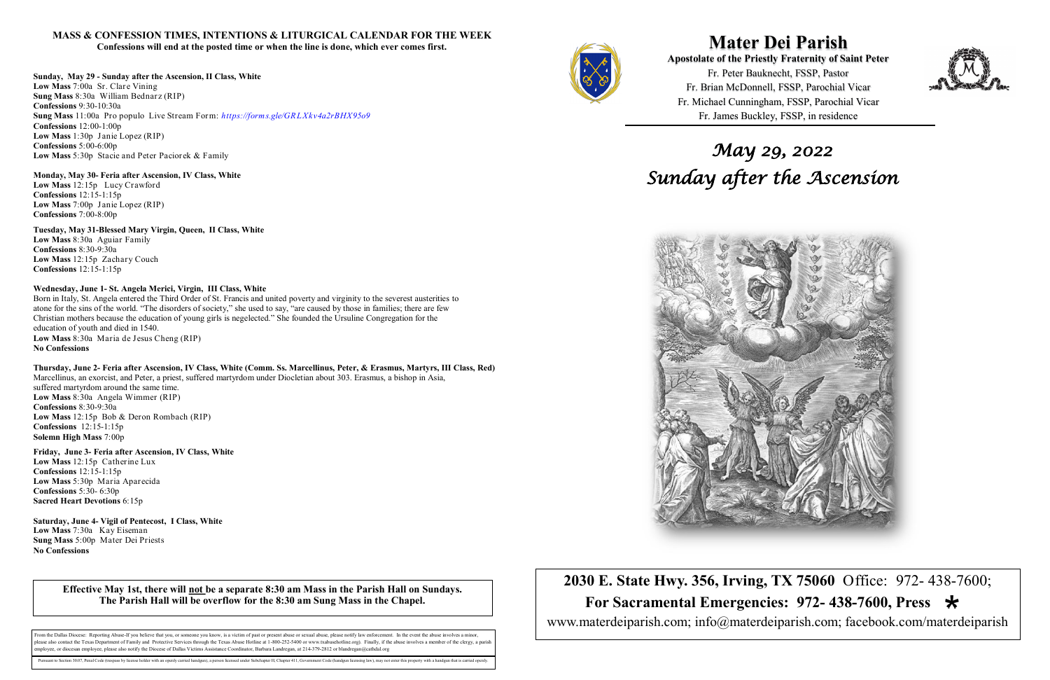## MASS & CONFESSION TIMES, INTENTIONS & LITURGICAL CALENDAR FOR THE WEEK

**Confessions will end at the posted time or when the line is done, which ever comes first.**

**Sunday, May 29 - Sunday after the Ascension, II Class, White**
**Low Mass** 7:00a Sr. Clare Vining
**Sung Mass** 8:30a William Bednarz (RIP)
**Confessions** 9:30-10:30a
**Sung Mass** 11:00a Pro populo Live Stream Form: *https://forms.gle/GRLXkv4a2rBHX95o9*
**Confessions** 12:00-1:00p
**Low Mass** 1:30p Janie Lopez (RIP)
**Confessions** 5:00-6:00p
**Low Mass** 5:30p Stacie and Peter Paciorek & Family

**Monday, May 30- Feria after Ascension, IV Class, White**
**Low Mass** 12:15p Lucy Crawford
**Confessions** 12:15-1:15p
**Low Mass** 7:00p Janie Lopez (RIP)
**Confessions** 7:00-8:00p

**Tuesday, May 31-Blessed Mary Virgin, Queen, II Class, White**
**Low Mass** 8:30a Aguiar Family
**Confessions** 8:30-9:30a
**Low Mass** 12:15p Zachary Couch
**Confessions** 12:15-1:15p

**Wednesday, June 1- St. Angela Merici, Virgin, III Class, White**
Born in Italy, St. Angela entered the Third Order of St. Francis and united poverty and virginity to the severest austerities to atone for the sins of the world. "The disorders of society," she used to say, "are caused by those in families; there are few Christian mothers because the education of young girls is negelected." She founded the Ursuline Congregation for the education of youth and died in 1540.
**Low Mass** 8:30a Maria de Jesus Cheng (RIP)
**No Confessions**

**Thursday, June 2- Feria after Ascension, IV Class, White (Comm. Ss. Marcellinus, Peter, & Erasmus, Martyrs, III Class, Red)**
Marcellinus, an exorcist, and Peter, a priest, suffered martyrdom under Diocletian about 303. Erasmus, a bishop in Asia, suffered martyrdom around the same time.
**Low Mass** 8:30a Angela Wimmer (RIP)
**Confessions** 8:30-9:30a
**Low Mass** 12:15p Bob & Deron Rombach (RIP)
**Confessions** 12:15-1:15p
**Solemn High Mass** 7:00p

**Friday, June 3- Feria after Ascension, IV Class, White**
**Low Mass** 12:15p Catherine Lux
**Confessions** 12:15-1:15p
**Low Mass** 5:30p Maria Aparecida
**Confessions** 5:30- 6:30p
**Sacred Heart Devotions** 6:15p

**Saturday, June 4- Vigil of Pentecost, I Class, White**
**Low Mass** 7:30a Kay Eiseman
**Sung Mass** 5:00p Mater Dei Priests
**No Confessions**

**Effective May 1st, there will not be a separate 8:30 am Mass in the Parish Hall on Sundays. The Parish Hall will be overflow for the 8:30 am Sung Mass in the Chapel.**

From the Dallas Diocese: Reporting Abuse-If you believe that you, or someone you know, is a victim of past or present abuse or sexual abuse, please notify law enforcement. In the event the abuse involves a minor, please also contact the Texas Department of Family and Protective Services through the Texas Abuse Hotline at 1-800-252-5400 or www.txabusehotline.org). Finally, if the abuse involves a member of the clergy, a parish employee, or diocesan employee, please also notify the Diocese of Dallas Victims Assistance Coordinator, Barbara Landregan, at 214-379-2812 or blandregan@cathdal.org

Pursuant to Section 30.07, Penal Code (trespass by license holder with an openly carried handgun), a person licensed under Subchapter H, Chapter 411, Government Code (handgun licensing law), may not enter this property with a handgun that is carried openly.

# Mater Dei Parish

**Apostolate of the Priestly Fraternity of Saint Peter**

Fr. Peter Bauknecht, FSSP, Pastor
Fr. Brian McDonnell, FSSP, Parochial Vicar
Fr. Michael Cunningham, FSSP, Parochial Vicar
Fr. James Buckley, FSSP, in residence

## *May 29, 2022*
## *Sunday after the Ascension*

**2030 E. State Hwy. 356, Irving, TX 75060** Office: 972- 438-7600;
**For Sacramental Emergencies: 972- 438-7600, Press *  **
www.materdeiparish.com; info@materdeiparish.com; facebook.com/materdeiparish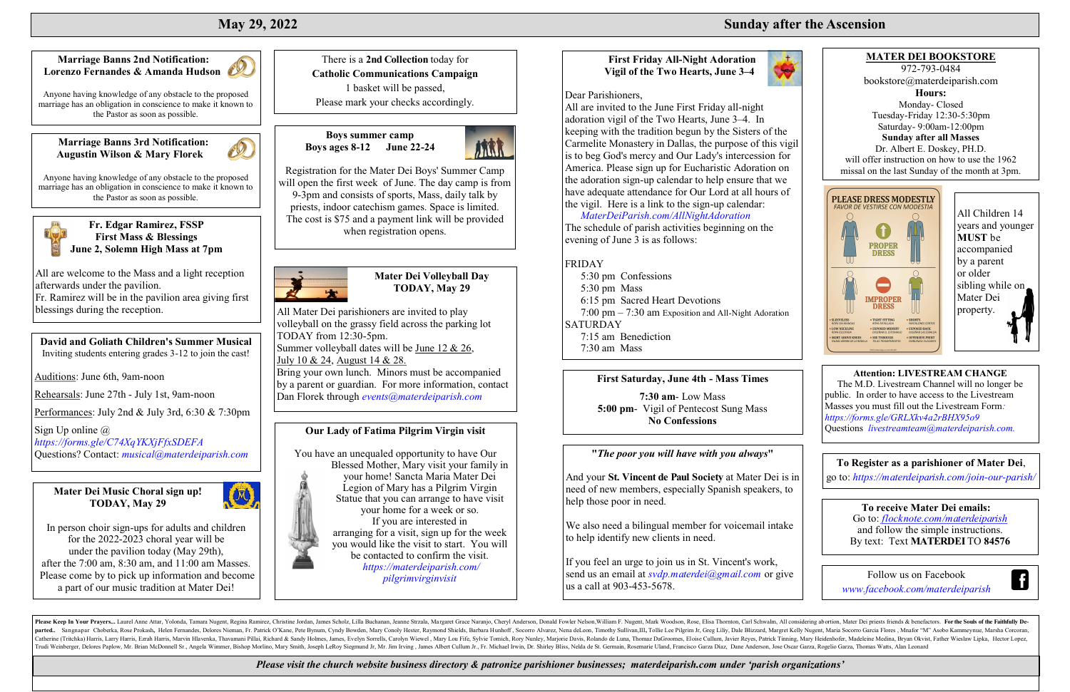# May 29, 2022 — Sunday after the Ascension

## Marriage Banns 2nd Notification: Lorenzo Fernandes & Amanda Hudson

Anyone having knowledge of any obstacle to the proposed marriage has an obligation in conscience to make it known to the Pastor as soon as possible.

## Marriage Banns 3rd Notification: Augustin Wilson & Mary Florek

Anyone having knowledge of any obstacle to the proposed marriage has an obligation in conscience to make it known to the Pastor as soon as possible.

## Fr. Edgar Ramirez, FSSP First Mass & Blessings June 2, Solemn High Mass at 7pm

All are welcome to the Mass and a light reception afterwards under the pavilion.
Fr. Ramirez will be in the pavilion area giving first blessings during the reception.

## David and Goliath Children's Summer Musical

Inviting students entering grades 3-12 to join the cast!

Auditions: June 6th, 9am-noon

Rehearsals: June 27th - July 1st, 9am-noon

Performances: July 2nd & July 3rd, 6:30 & 7:30pm

Sign Up online @ *https://forms.gle/C74XqYKXjFfxSDEFA*
Questions? Contact: *musical@materdeiparish.com*

## Mater Dei Music Choral sign up! TODAY, May 29

In person choir sign-ups for adults and children for the 2022-2023 choral year will be under the pavilion today (May 29th), after the 7:00 am, 8:30 am, and 11:00 am Masses. Please come by to pick up information and become a part of our music tradition at Mater Dei!

---

There is a **2nd Collection** today for **Catholic Communications Campaign**
1 basket will be passed,
Please mark your checks accordingly.

## Boys summer camp — Boys ages 8-12 June 22-24

Registration for the Mater Dei Boys' Summer Camp will open the first week of June. The day camp is from 9-3pm and consists of sports, Mass, daily talk by priests, indoor catechism games. Space is limited. The cost is $75 and a payment link will be provided when registration opens.

## Mater Dei Volleyball Day TODAY, May 29

All Mater Dei parishioners are invited to play volleyball on the grassy field across the parking lot TODAY from 12:30-5pm.
Summer volleyball dates will be June 12 & 26, July 10 & 24, August 14 & 28.
Bring your own lunch. Minors must be accompanied by a parent or guardian. For more information, contact Dan Florek through *events@materdeiparish.com*

## Our Lady of Fatima Pilgrim Virgin visit

You have an unequalled opportunity to have Our Blessed Mother, Mary visit your family in your home! Sancta Maria Mater Dei Legion of Mary has a Pilgrim Virgin Statue that you can arrange to have visit your home for a week or so.
If you are interested in arranging for a visit, sign up for the week you would like the visit to start. You will be contacted to confirm the visit.
*https://materdeiparish.com/pilgrimvirginvisit*

---

## First Friday All-Night Adoration Vigil of the Two Hearts, June 3–4

Dear Parishioners,
All are invited to the June First Friday all-night adoration vigil of the Two Hearts, June 3–4. In keeping with the tradition begun by the Sisters of the Carmelite Monastery in Dallas, the purpose of this vigil is to beg God's mercy and Our Lady's intercession for America. Please sign up for Eucharistic Adoration on the adoration sign-up calendar to help ensure that we have adequate attendance for Our Lord at all hours of the vigil. Here is a link to the sign-up calendar:
*MaterDeiParish.com/AllNightAdoration*
The schedule of parish activities beginning on the evening of June 3 is as follows:

FRIDAY
5:30 pm Confessions
5:30 pm Mass
6:15 pm Sacred Heart Devotions
7:00 pm – 7:30 am Exposition and All-Night Adoration

SATURDAY
7:15 am Benediction
7:30 am Mass

## First Saturday, June 4th - Mass Times

**7:30 am**- Low Mass
**5:00 pm**- Vigil of Pentecost Sung Mass
**No Confessions**

## "*The poor you will have with you always*"

And your **St. Vincent de Paul Society** at Mater Dei is in need of new members, especially Spanish speakers, to help those poor in need.

We also need a bilingual member for voicemail intake to help identify new clients in need.

If you feel an urge to join us in St. Vincent's work, send us an email at *svdp.materdei@gmail.com* or give us a call at 903-453-5678.

---

## MATER DEI BOOKSTORE

972-793-0484
bookstore@materdeiparish.com
**Hours:**
Monday- Closed
Tuesday-Friday 12:30-5:30pm
Saturday- 9:00am-12:00pm
**Sunday after all Masses**
Dr. Albert E. Doskey, PH.D. will offer instruction on how to use the 1962 missal on the last Sunday of the month at 3pm.

PLEASE DRESS MODESTLY
FAVOR DE VESTIRSE CON MODESTIA
PROPER DRESS
IMPROPER DRESS

All Children 14 years and younger **MUST** be accompanied by a parent or older sibling while on Mater Dei property.

## Attention: LIVESTREAM CHANGE

The M.D. Livestream Channel will no longer be public. In order to have access to the Livestream Masses you must fill out the Livestream Form*: https://forms.gle/GRLXkv4a2rBHX95o9*
Questions *livestreamteam@materdeiparish.com.*

**To Register as a parishioner of Mater Dei**, go to: *https://materdeiparish.com/join-our-parish/*

**To receive Mater Dei emails:**
Go to: *flocknote.com/materdeiparish*
and follow the simple instructions.
By text: Text **MATERDEI** TO **84576**

Follow us on Facebook
*www.facebook.com/materdeiparish*

---

**Please Keep In Your Prayers...** Laurel Anne Attar, Yolonda, Tamara Nugent, Regina Ramirez, Christine Jordan, James Scholz, Lilla Buchanan, Jeanne Strzala, Margaret Grace Naranjo, Cheryl Anderson, Donald Fowler Nelson, William F. Nugent, Mark Woodson, Rose, Elisa Thornton, Carl Schwalm, All considering abortion, Mater Dei priests friends & benefactors. **For the Souls of the Faithfully Departed..** Sangnapar Choberka, Rose Prokash, Helen Fernandes, Delores Nieman, Fr. Patrick O'Kane, Pete Bynum, Cyndy Bowden, Mary Conoly Hester, Raymond Shields, Barbara Hunhoff, Socorro Alvarez, Nena deLeon, Timothy Sullivan,III, Tollie Lee Pilgrim Jr, Greg Liliy, Dale Blizzard, Margret Kelly Nugent, Maria Socorro Garcia Flores , Mnafor "M" Asobo Kammeynue, Marsha Corcoran, Catherine (Tritchka) Harris, Larry Harris, Ezrah Harris, Marvin Hlavenka, Thavamani Pillai, Richard & Sandy Holmes, James, Evelyn Sorrells, Carolyn Wiewel , Mary Lou Fife, Sylvie Tomich, Rory Nunley, Marjorie Davis, Rolando de Luna, Thomaz DaGroomes, Eloise Cullum, Javier Reyes, Patrick Tinning, Mary Heidenhofer, Madeleine Medina, Bryan Okvist, Father Wieslaw Lipka, Hector Lopez, Trudi Weinberger, Delores Paplow, Mr. Brian McDonnell Sr., Angela Wimmer, Bishop Morlino, Mary Smith, Joseph LeRoy Siegmund Jr, Mr. Jim Irving , James Albert Cullum Jr., Fr. Michael Irwin, Dr. Shirley Bliss, Nelda de St. Germain, Rosemarie Uland, Francisco Garza Diaz, Dane Anderson, Jose Oscar Garza, Rogelio Garza, Thomas Watts, Alan Leonard

*Please visit the church website business directory & patronize parishioner businesses; materdeiparish.com under 'parish organizations'*